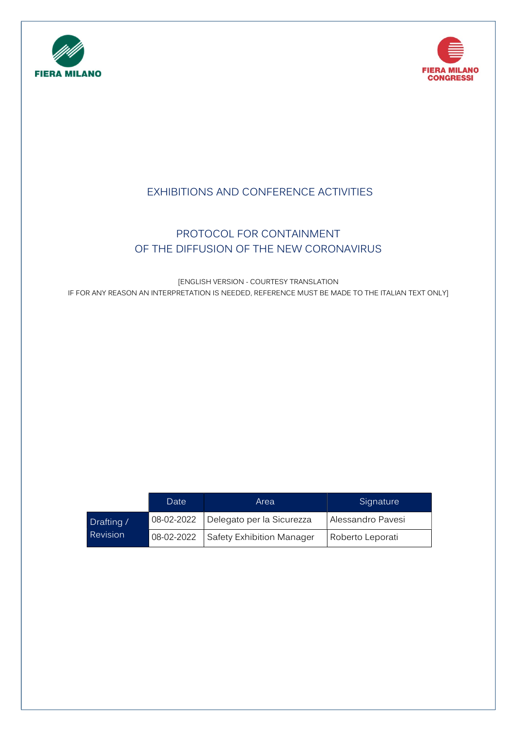FIERA MILANO

FIERA MILANO CONGRESSI

# EXHIBITIONS AND CONFERENCE ACTIVITIES

# PROTOCOL FOR CONTAINMENT OF THE DIFFUSION OF THE NEW CORONAVIRUS

[ENGLISH VERSION - COURTESY TRANSLATION
IF FOR ANY REASON AN INTERPRETATION IS NEEDED, REFERENCE MUST BE MADE TO THE ITALIAN TEXT ONLY]

| | Date | Area | Signature |
|---|---|---|---|
| Drafting / Revision | 08-02-2022 | Delegato per la Sicurezza | Alessandro Pavesi |
| | 08-02-2022 | Safety Exhibition Manager | Roberto Leporati |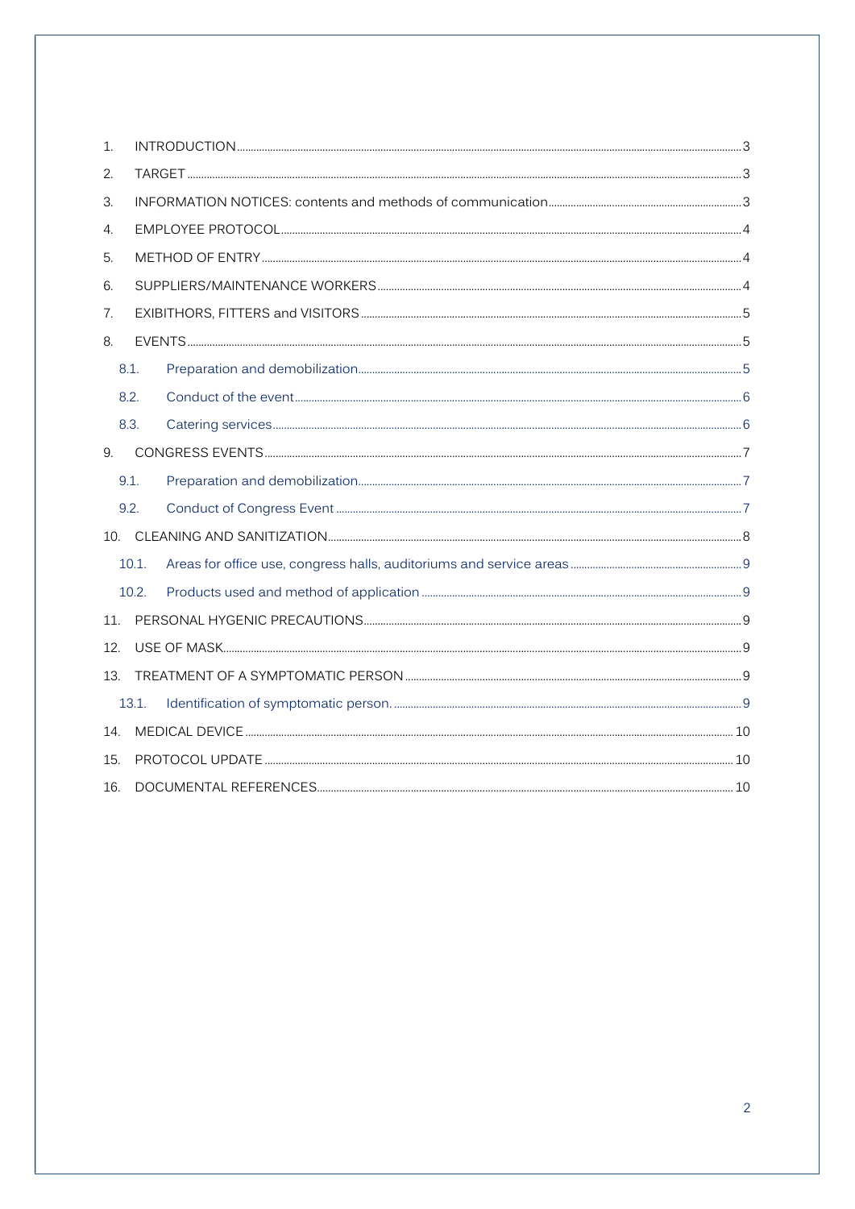1. INTRODUCTION .......... 3
2. TARGET .......... 3
3. INFORMATION NOTICES: contents and methods of communication .......... 3
4. EMPLOYEE PROTOCOL .......... 4
5. METHOD OF ENTRY .......... 4
6. SUPPLIERS/MAINTENANCE WORKERS .......... 4
7. EXIBITHORS, FITTERS and VISITORS .......... 5
8. EVENTS .......... 5
   - 8.1. Preparation and demobilization .......... 5
   - 8.2. Conduct of the event .......... 6
   - 8.3. Catering services .......... 6
9. CONGRESS EVENTS .......... 7
   - 9.1. Preparation and demobilization .......... 7
   - 9.2. Conduct of Congress Event .......... 7
10. CLEANING AND SANITIZATION .......... 8
    - 10.1. Areas for office use, congress halls, auditoriums and service areas .......... 9
    - 10.2. Products used and method of application .......... 9
11. PERSONAL HYGENIC PRECAUTIONS .......... 9
12. USE OF MASK .......... 9
13. TREATMENT OF A SYMPTOMATIC PERSON .......... 9
    - 13.1. Identification of symptomatic person. .......... 9
14. MEDICAL DEVICE .......... 10
15. PROTOCOL UPDATE .......... 10
16. DOCUMENTAL REFERENCES .......... 10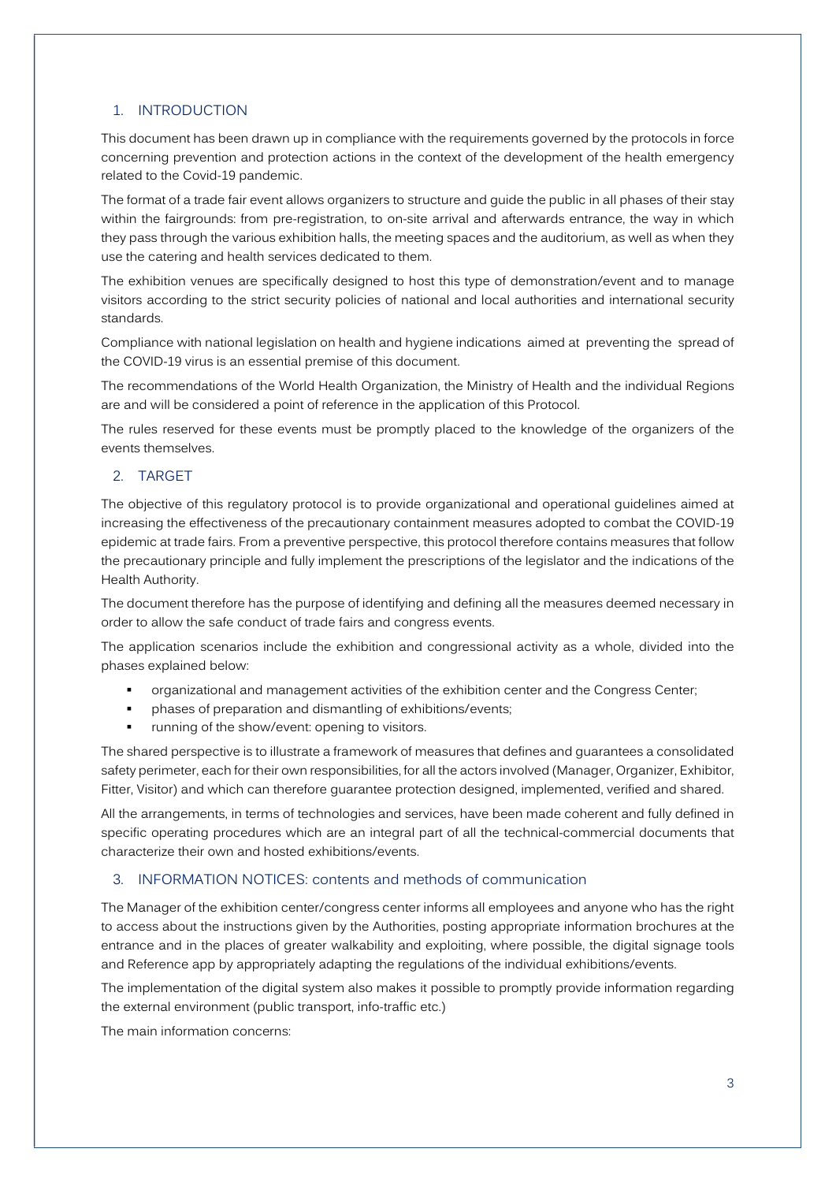## 1. INTRODUCTION

This document has been drawn up in compliance with the requirements governed by the protocols in force concerning prevention and protection actions in the context of the development of the health emergency related to the Covid-19 pandemic.

The format of a trade fair event allows organizers to structure and guide the public in all phases of their stay within the fairgrounds: from pre-registration, to on-site arrival and afterwards entrance, the way in which they pass through the various exhibition halls, the meeting spaces and the auditorium, as well as when they use the catering and health services dedicated to them.

The exhibition venues are specifically designed to host this type of demonstration/event and to manage visitors according to the strict security policies of national and local authorities and international security standards.

Compliance with national legislation on health and hygiene indications aimed at preventing the spread of the COVID-19 virus is an essential premise of this document.

The recommendations of the World Health Organization, the Ministry of Health and the individual Regions are and will be considered a point of reference in the application of this Protocol.

The rules reserved for these events must be promptly placed to the knowledge of the organizers of the events themselves.

## 2. TARGET

The objective of this regulatory protocol is to provide organizational and operational guidelines aimed at increasing the effectiveness of the precautionary containment measures adopted to combat the COVID-19 epidemic at trade fairs. From a preventive perspective, this protocol therefore contains measures that follow the precautionary principle and fully implement the prescriptions of the legislator and the indications of the Health Authority.

The document therefore has the purpose of identifying and defining all the measures deemed necessary in order to allow the safe conduct of trade fairs and congress events.

The application scenarios include the exhibition and congressional activity as a whole, divided into the phases explained below:

- organizational and management activities of the exhibition center and the Congress Center;
- phases of preparation and dismantling of exhibitions/events;
- running of the show/event: opening to visitors.

The shared perspective is to illustrate a framework of measures that defines and guarantees a consolidated safety perimeter, each for their own responsibilities, for all the actors involved (Manager, Organizer, Exhibitor, Fitter, Visitor) and which can therefore guarantee protection designed, implemented, verified and shared.

All the arrangements, in terms of technologies and services, have been made coherent and fully defined in specific operating procedures which are an integral part of all the technical-commercial documents that characterize their own and hosted exhibitions/events.

## 3. INFORMATION NOTICES: contents and methods of communication

The Manager of the exhibition center/congress center informs all employees and anyone who has the right to access about the instructions given by the Authorities, posting appropriate information brochures at the entrance and in the places of greater walkability and exploiting, where possible, the digital signage tools and Reference app by appropriately adapting the regulations of the individual exhibitions/events.

The implementation of the digital system also makes it possible to promptly provide information regarding the external environment (public transport, info-traffic etc.)

The main information concerns: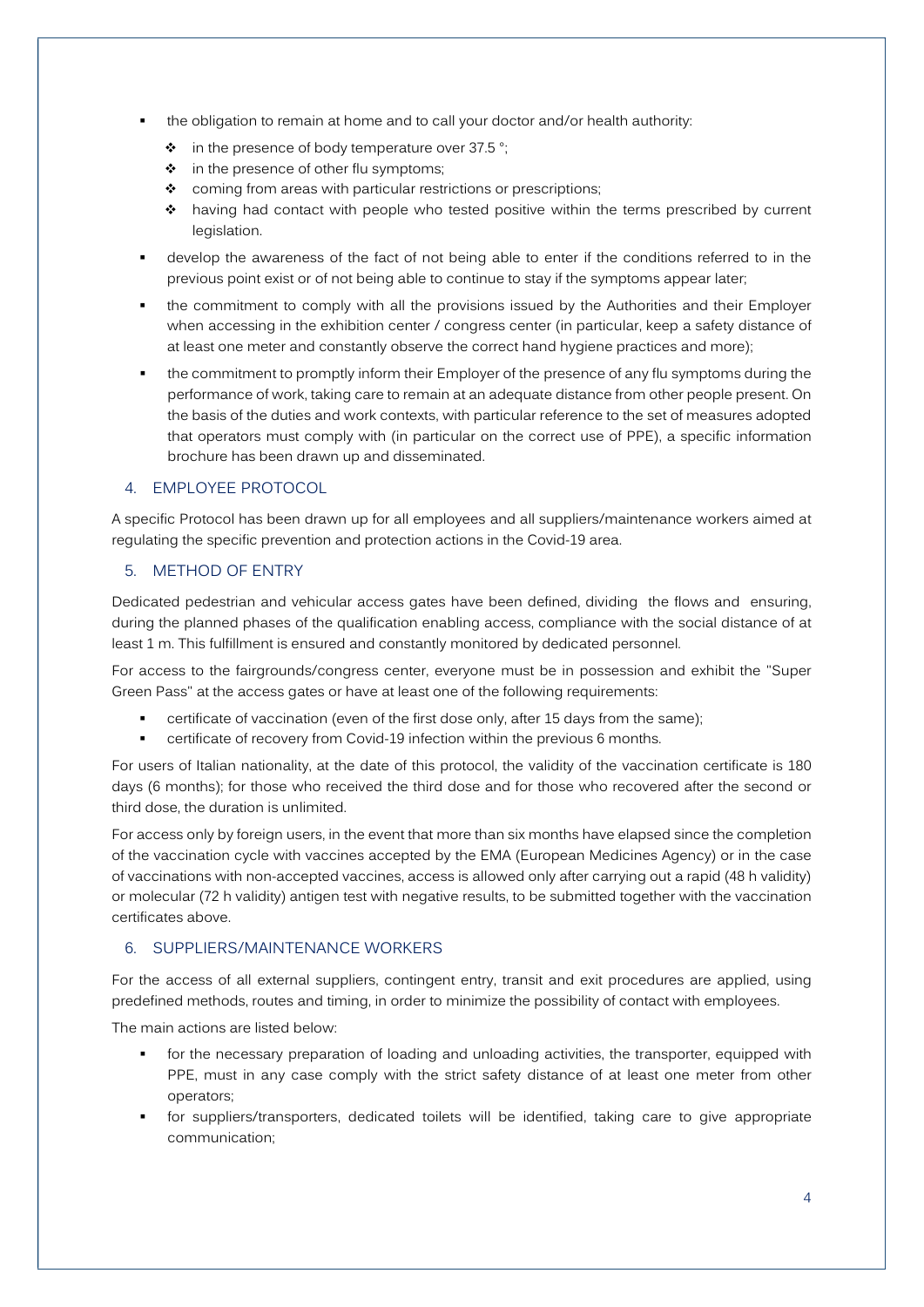- the obligation to remain at home and to call your doctor and/or health authority:
  - in the presence of body temperature over 37.5 °;
  - in the presence of other flu symptoms;
  - coming from areas with particular restrictions or prescriptions;
  - having had contact with people who tested positive within the terms prescribed by current legislation.
- develop the awareness of the fact of not being able to enter if the conditions referred to in the previous point exist or of not being able to continue to stay if the symptoms appear later;
- the commitment to comply with all the provisions issued by the Authorities and their Employer when accessing in the exhibition center / congress center (in particular, keep a safety distance of at least one meter and constantly observe the correct hand hygiene practices and more);
- the commitment to promptly inform their Employer of the presence of any flu symptoms during the performance of work, taking care to remain at an adequate distance from other people present. On the basis of the duties and work contexts, with particular reference to the set of measures adopted that operators must comply with (in particular on the correct use of PPE), a specific information brochure has been drawn up and disseminated.

## 4. EMPLOYEE PROTOCOL

A specific Protocol has been drawn up for all employees and all suppliers/maintenance workers aimed at regulating the specific prevention and protection actions in the Covid-19 area.

## 5. METHOD OF ENTRY

Dedicated pedestrian and vehicular access gates have been defined, dividing the flows and ensuring, during the planned phases of the qualification enabling access, compliance with the social distance of at least 1 m. This fulfillment is ensured and constantly monitored by dedicated personnel.

For access to the fairgrounds/congress center, everyone must be in possession and exhibit the "Super Green Pass" at the access gates or have at least one of the following requirements:

- certificate of vaccination (even of the first dose only, after 15 days from the same);
- certificate of recovery from Covid-19 infection within the previous 6 months.

For users of Italian nationality, at the date of this protocol, the validity of the vaccination certificate is 180 days (6 months); for those who received the third dose and for those who recovered after the second or third dose, the duration is unlimited.

For access only by foreign users, in the event that more than six months have elapsed since the completion of the vaccination cycle with vaccines accepted by the EMA (European Medicines Agency) or in the case of vaccinations with non-accepted vaccines, access is allowed only after carrying out a rapid (48 h validity) or molecular (72 h validity) antigen test with negative results, to be submitted together with the vaccination certificates above.

## 6. SUPPLIERS/MAINTENANCE WORKERS

For the access of all external suppliers, contingent entry, transit and exit procedures are applied, using predefined methods, routes and timing, in order to minimize the possibility of contact with employees.

The main actions are listed below:

- for the necessary preparation of loading and unloading activities, the transporter, equipped with PPE, must in any case comply with the strict safety distance of at least one meter from other operators;
- for suppliers/transporters, dedicated toilets will be identified, taking care to give appropriate communication;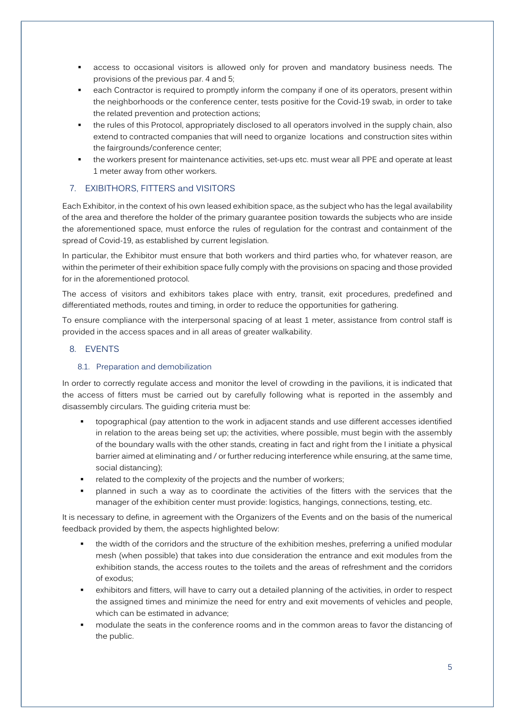- access to occasional visitors is allowed only for proven and mandatory business needs. The provisions of the previous par. 4 and 5;
- each Contractor is required to promptly inform the company if one of its operators, present within the neighborhoods or the conference center, tests positive for the Covid-19 swab, in order to take the related prevention and protection actions;
- the rules of this Protocol, appropriately disclosed to all operators involved in the supply chain, also extend to contracted companies that will need to organize locations and construction sites within the fairgrounds/conference center;
- the workers present for maintenance activities, set-ups etc. must wear all PPE and operate at least 1 meter away from other workers.

## 7. EXIBITHORS, FITTERS and VISITORS

Each Exhibitor, in the context of his own leased exhibition space, as the subject who has the legal availability of the area and therefore the holder of the primary guarantee position towards the subjects who are inside the aforementioned space, must enforce the rules of regulation for the contrast and containment of the spread of Covid-19, as established by current legislation.

In particular, the Exhibitor must ensure that both workers and third parties who, for whatever reason, are within the perimeter of their exhibition space fully comply with the provisions on spacing and those provided for in the aforementioned protocol.

The access of visitors and exhibitors takes place with entry, transit, exit procedures, predefined and differentiated methods, routes and timing, in order to reduce the opportunities for gathering.

To ensure compliance with the interpersonal spacing of at least 1 meter, assistance from control staff is provided in the access spaces and in all areas of greater walkability.

## 8. EVENTS

### 8.1. Preparation and demobilization

In order to correctly regulate access and monitor the level of crowding in the pavilions, it is indicated that the access of fitters must be carried out by carefully following what is reported in the assembly and disassembly circulars. The guiding criteria must be:

- topographical (pay attention to the work in adjacent stands and use different accesses identified in relation to the areas being set up; the activities, where possible, must begin with the assembly of the boundary walls with the other stands, creating in fact and right from the I initiate a physical barrier aimed at eliminating and / or further reducing interference while ensuring, at the same time, social distancing);
- related to the complexity of the projects and the number of workers;
- planned in such a way as to coordinate the activities of the fitters with the services that the manager of the exhibition center must provide: logistics, hangings, connections, testing, etc.

It is necessary to define, in agreement with the Organizers of the Events and on the basis of the numerical feedback provided by them, the aspects highlighted below:

- the width of the corridors and the structure of the exhibition meshes, preferring a unified modular mesh (when possible) that takes into due consideration the entrance and exit modules from the exhibition stands, the access routes to the toilets and the areas of refreshment and the corridors of exodus;
- exhibitors and fitters, will have to carry out a detailed planning of the activities, in order to respect the assigned times and minimize the need for entry and exit movements of vehicles and people, which can be estimated in advance;
- modulate the seats in the conference rooms and in the common areas to favor the distancing of the public.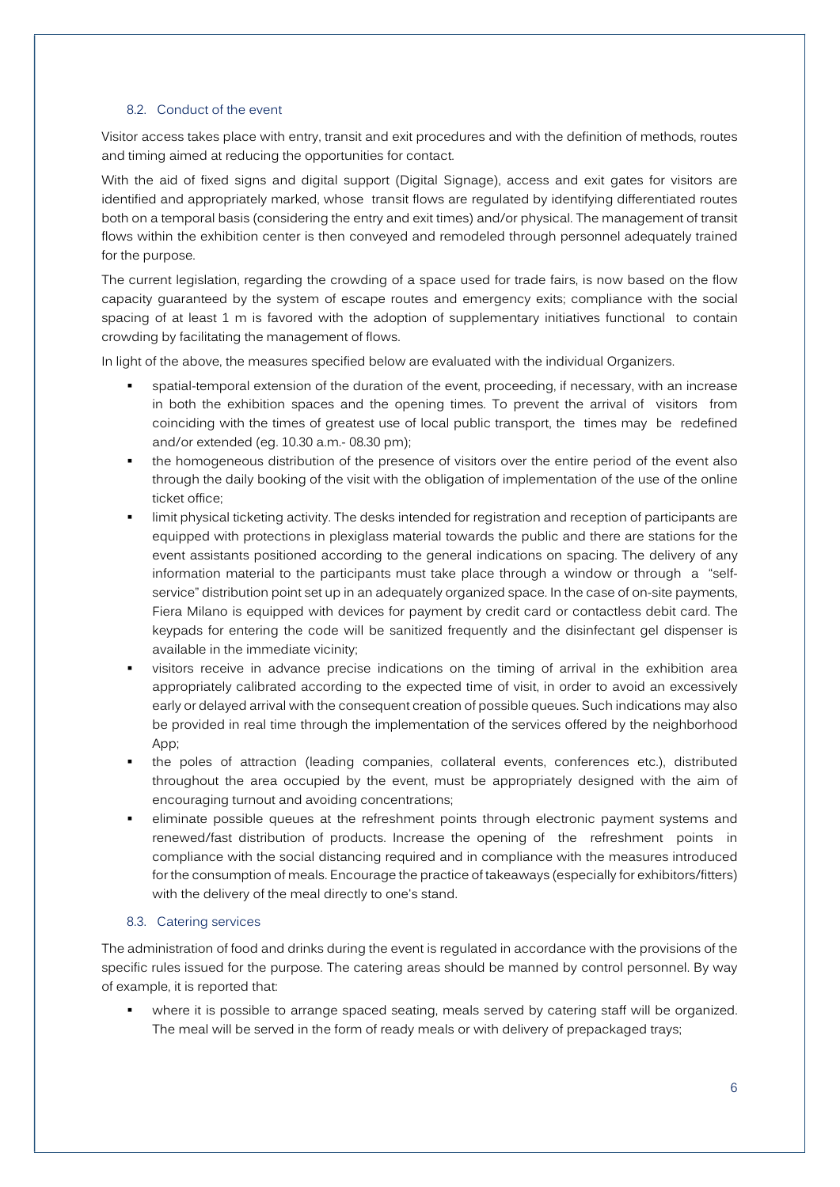### 8.2. Conduct of the event

Visitor access takes place with entry, transit and exit procedures and with the definition of methods, routes and timing aimed at reducing the opportunities for contact.

With the aid of fixed signs and digital support (Digital Signage), access and exit gates for visitors are identified and appropriately marked, whose transit flows are regulated by identifying differentiated routes both on a temporal basis (considering the entry and exit times) and/or physical. The management of transit flows within the exhibition center is then conveyed and remodeled through personnel adequately trained for the purpose.

The current legislation, regarding the crowding of a space used for trade fairs, is now based on the flow capacity guaranteed by the system of escape routes and emergency exits; compliance with the social spacing of at least 1 m is favored with the adoption of supplementary initiatives functional to contain crowding by facilitating the management of flows.

In light of the above, the measures specified below are evaluated with the individual Organizers.

- spatial-temporal extension of the duration of the event, proceeding, if necessary, with an increase in both the exhibition spaces and the opening times. To prevent the arrival of visitors from coinciding with the times of greatest use of local public transport, the times may be redefined and/or extended (eg. 10.30 a.m.- 08.30 pm);
- the homogeneous distribution of the presence of visitors over the entire period of the event also through the daily booking of the visit with the obligation of implementation of the use of the online ticket office;
- limit physical ticketing activity. The desks intended for registration and reception of participants are equipped with protections in plexiglass material towards the public and there are stations for the event assistants positioned according to the general indications on spacing. The delivery of any information material to the participants must take place through a window or through a "self-service" distribution point set up in an adequately organized space. In the case of on-site payments, Fiera Milano is equipped with devices for payment by credit card or contactless debit card. The keypads for entering the code will be sanitized frequently and the disinfectant gel dispenser is available in the immediate vicinity;
- visitors receive in advance precise indications on the timing of arrival in the exhibition area appropriately calibrated according to the expected time of visit, in order to avoid an excessively early or delayed arrival with the consequent creation of possible queues. Such indications may also be provided in real time through the implementation of the services offered by the neighborhood App;
- the poles of attraction (leading companies, collateral events, conferences etc.), distributed throughout the area occupied by the event, must be appropriately designed with the aim of encouraging turnout and avoiding concentrations;
- eliminate possible queues at the refreshment points through electronic payment systems and renewed/fast distribution of products. Increase the opening of the refreshment points in compliance with the social distancing required and in compliance with the measures introduced for the consumption of meals. Encourage the practice of takeaways (especially for exhibitors/fitters) with the delivery of the meal directly to one's stand.

### 8.3. Catering services

The administration of food and drinks during the event is regulated in accordance with the provisions of the specific rules issued for the purpose. The catering areas should be manned by control personnel. By way of example, it is reported that:

- where it is possible to arrange spaced seating, meals served by catering staff will be organized. The meal will be served in the form of ready meals or with delivery of prepackaged trays;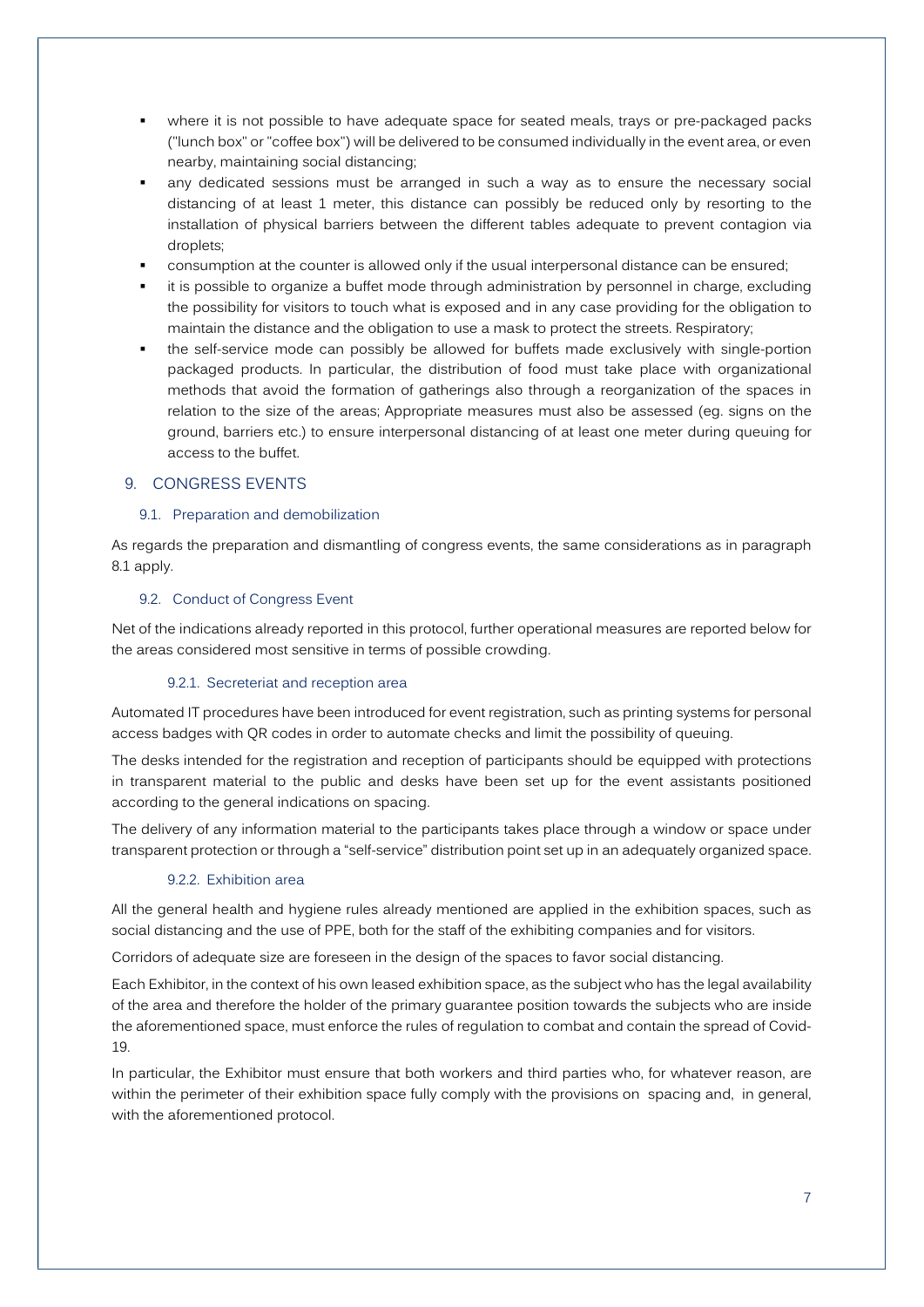- where it is not possible to have adequate space for seated meals, trays or pre-packaged packs ("lunch box" or "coffee box") will be delivered to be consumed individually in the event area, or even nearby, maintaining social distancing;
- any dedicated sessions must be arranged in such a way as to ensure the necessary social distancing of at least 1 meter, this distance can possibly be reduced only by resorting to the installation of physical barriers between the different tables adequate to prevent contagion via droplets;
- consumption at the counter is allowed only if the usual interpersonal distance can be ensured;
- it is possible to organize a buffet mode through administration by personnel in charge, excluding the possibility for visitors to touch what is exposed and in any case providing for the obligation to maintain the distance and the obligation to use a mask to protect the streets. Respiratory;
- the self-service mode can possibly be allowed for buffets made exclusively with single-portion packaged products. In particular, the distribution of food must take place with organizational methods that avoid the formation of gatherings also through a reorganization of the spaces in relation to the size of the areas; Appropriate measures must also be assessed (eg. signs on the ground, barriers etc.) to ensure interpersonal distancing of at least one meter during queuing for access to the buffet.

## 9. CONGRESS EVENTS

### 9.1. Preparation and demobilization

As regards the preparation and dismantling of congress events, the same considerations as in paragraph 8.1 apply.

### 9.2. Conduct of Congress Event

Net of the indications already reported in this protocol, further operational measures are reported below for the areas considered most sensitive in terms of possible crowding.

#### 9.2.1. Secreteriat and reception area

Automated IT procedures have been introduced for event registration, such as printing systems for personal access badges with QR codes in order to automate checks and limit the possibility of queuing.

The desks intended for the registration and reception of participants should be equipped with protections in transparent material to the public and desks have been set up for the event assistants positioned according to the general indications on spacing.

The delivery of any information material to the participants takes place through a window or space under transparent protection or through a "self-service" distribution point set up in an adequately organized space.

#### 9.2.2. Exhibition area

All the general health and hygiene rules already mentioned are applied in the exhibition spaces, such as social distancing and the use of PPE, both for the staff of the exhibiting companies and for visitors.

Corridors of adequate size are foreseen in the design of the spaces to favor social distancing.

Each Exhibitor, in the context of his own leased exhibition space, as the subject who has the legal availability of the area and therefore the holder of the primary guarantee position towards the subjects who are inside the aforementioned space, must enforce the rules of regulation to combat and contain the spread of Covid-19.

In particular, the Exhibitor must ensure that both workers and third parties who, for whatever reason, are within the perimeter of their exhibition space fully comply with the provisions on spacing and, in general, with the aforementioned protocol.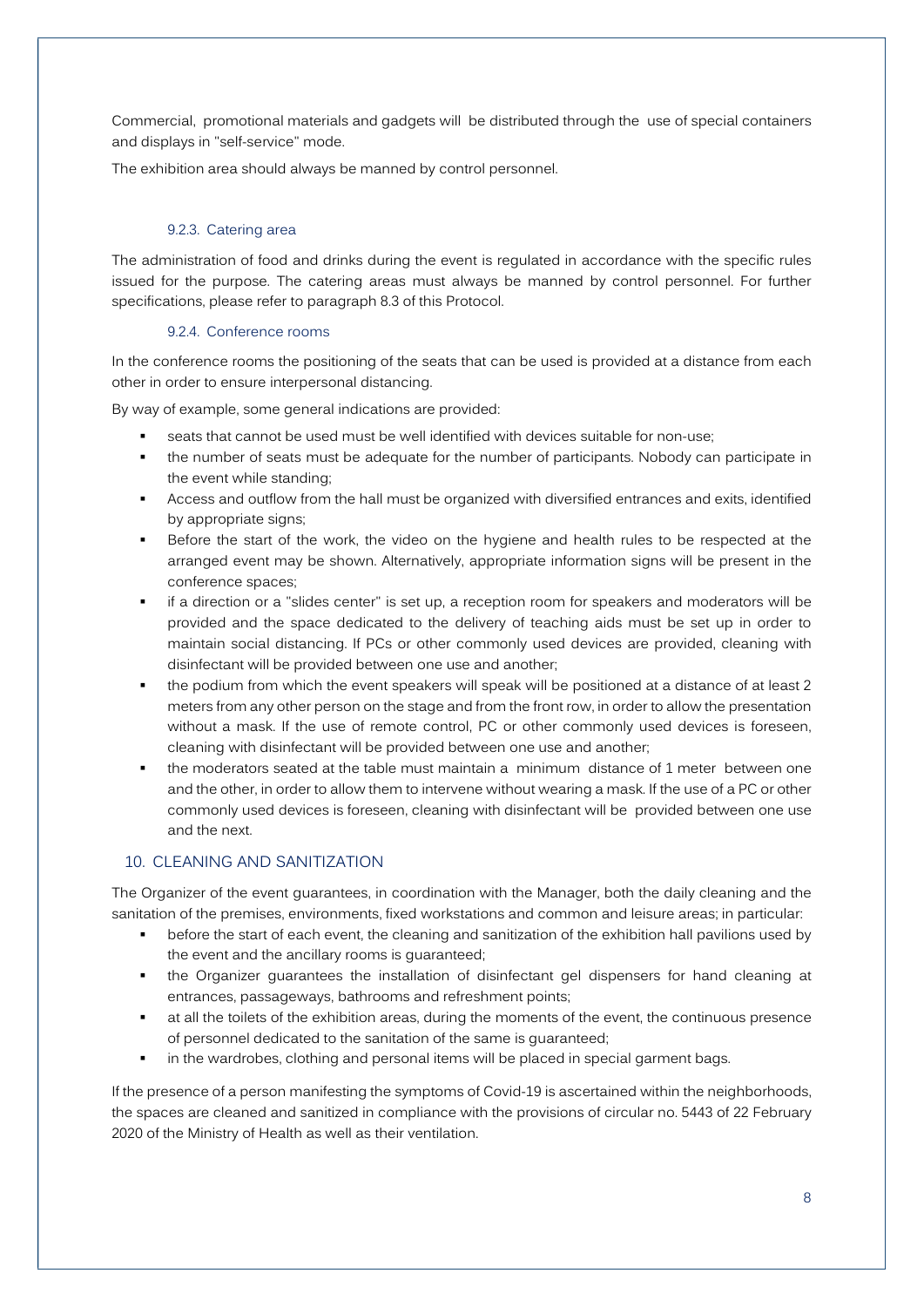Commercial, promotional materials and gadgets will be distributed through the use of special containers and displays in "self-service" mode.

The exhibition area should always be manned by control personnel.

#### 9.2.3. Catering area

The administration of food and drinks during the event is regulated in accordance with the specific rules issued for the purpose. The catering areas must always be manned by control personnel. For further specifications, please refer to paragraph 8.3 of this Protocol.

#### 9.2.4. Conference rooms

In the conference rooms the positioning of the seats that can be used is provided at a distance from each other in order to ensure interpersonal distancing.

By way of example, some general indications are provided:

- seats that cannot be used must be well identified with devices suitable for non-use;
- the number of seats must be adequate for the number of participants. Nobody can participate in the event while standing;
- Access and outflow from the hall must be organized with diversified entrances and exits, identified by appropriate signs;
- Before the start of the work, the video on the hygiene and health rules to be respected at the arranged event may be shown. Alternatively, appropriate information signs will be present in the conference spaces;
- if a direction or a "slides center" is set up, a reception room for speakers and moderators will be provided and the space dedicated to the delivery of teaching aids must be set up in order to maintain social distancing. If PCs or other commonly used devices are provided, cleaning with disinfectant will be provided between one use and another;
- the podium from which the event speakers will speak will be positioned at a distance of at least 2 meters from any other person on the stage and from the front row, in order to allow the presentation without a mask. If the use of remote control, PC or other commonly used devices is foreseen, cleaning with disinfectant will be provided between one use and another;
- the moderators seated at the table must maintain a minimum distance of 1 meter between one and the other, in order to allow them to intervene without wearing a mask. If the use of a PC or other commonly used devices is foreseen, cleaning with disinfectant will be provided between one use and the next.

## 10. CLEANING AND SANITIZATION

The Organizer of the event guarantees, in coordination with the Manager, both the daily cleaning and the sanitation of the premises, environments, fixed workstations and common and leisure areas; in particular:

- before the start of each event, the cleaning and sanitization of the exhibition hall pavilions used by the event and the ancillary rooms is guaranteed;
- the Organizer guarantees the installation of disinfectant gel dispensers for hand cleaning at entrances, passageways, bathrooms and refreshment points;
- at all the toilets of the exhibition areas, during the moments of the event, the continuous presence of personnel dedicated to the sanitation of the same is guaranteed;
- in the wardrobes, clothing and personal items will be placed in special garment bags.

If the presence of a person manifesting the symptoms of Covid-19 is ascertained within the neighborhoods, the spaces are cleaned and sanitized in compliance with the provisions of circular no. 5443 of 22 February 2020 of the Ministry of Health as well as their ventilation.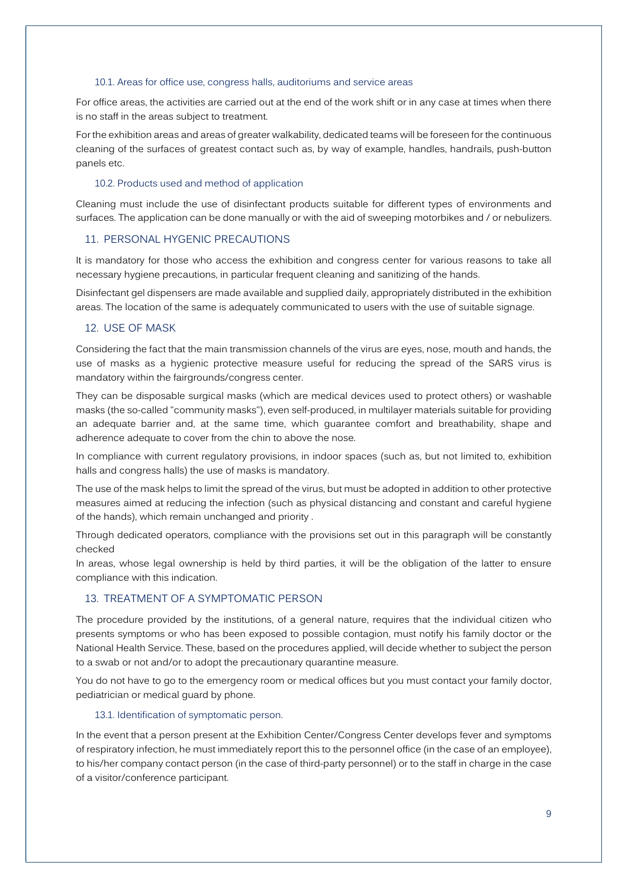### 10.1. Areas for office use, congress halls, auditoriums and service areas

For office areas, the activities are carried out at the end of the work shift or in any case at times when there is no staff in the areas subject to treatment.

For the exhibition areas and areas of greater walkability, dedicated teams will be foreseen for the continuous cleaning of the surfaces of greatest contact such as, by way of example, handles, handrails, push-button panels etc.

### 10.2. Products used and method of application

Cleaning must include the use of disinfectant products suitable for different types of environments and surfaces. The application can be done manually or with the aid of sweeping motorbikes and / or nebulizers.

## 11. PERSONAL HYGENIC PRECAUTIONS

It is mandatory for those who access the exhibition and congress center for various reasons to take all necessary hygiene precautions, in particular frequent cleaning and sanitizing of the hands.

Disinfectant gel dispensers are made available and supplied daily, appropriately distributed in the exhibition areas. The location of the same is adequately communicated to users with the use of suitable signage.

## 12. USE OF MASK

Considering the fact that the main transmission channels of the virus are eyes, nose, mouth and hands, the use of masks as a hygienic protective measure useful for reducing the spread of the SARS virus is mandatory within the fairgrounds/congress center.

They can be disposable surgical masks (which are medical devices used to protect others) or washable masks (the so-called "community masks"), even self-produced, in multilayer materials suitable for providing an adequate barrier and, at the same time, which guarantee comfort and breathability, shape and adherence adequate to cover from the chin to above the nose.

In compliance with current regulatory provisions, in indoor spaces (such as, but not limited to, exhibition halls and congress halls) the use of masks is mandatory.

The use of the mask helps to limit the spread of the virus, but must be adopted in addition to other protective measures aimed at reducing the infection (such as physical distancing and constant and careful hygiene of the hands), which remain unchanged and priority .

Through dedicated operators, compliance with the provisions set out in this paragraph will be constantly checked

In areas, whose legal ownership is held by third parties, it will be the obligation of the latter to ensure compliance with this indication.

## 13. TREATMENT OF A SYMPTOMATIC PERSON

The procedure provided by the institutions, of a general nature, requires that the individual citizen who presents symptoms or who has been exposed to possible contagion, must notify his family doctor or the National Health Service. These, based on the procedures applied, will decide whether to subject the person to a swab or not and/or to adopt the precautionary quarantine measure.

You do not have to go to the emergency room or medical offices but you must contact your family doctor, pediatrician or medical guard by phone.

### 13.1. Identification of symptomatic person.

In the event that a person present at the Exhibition Center/Congress Center develops fever and symptoms of respiratory infection, he must immediately report this to the personnel office (in the case of an employee), to his/her company contact person (in the case of third-party personnel) or to the staff in charge in the case of a visitor/conference participant.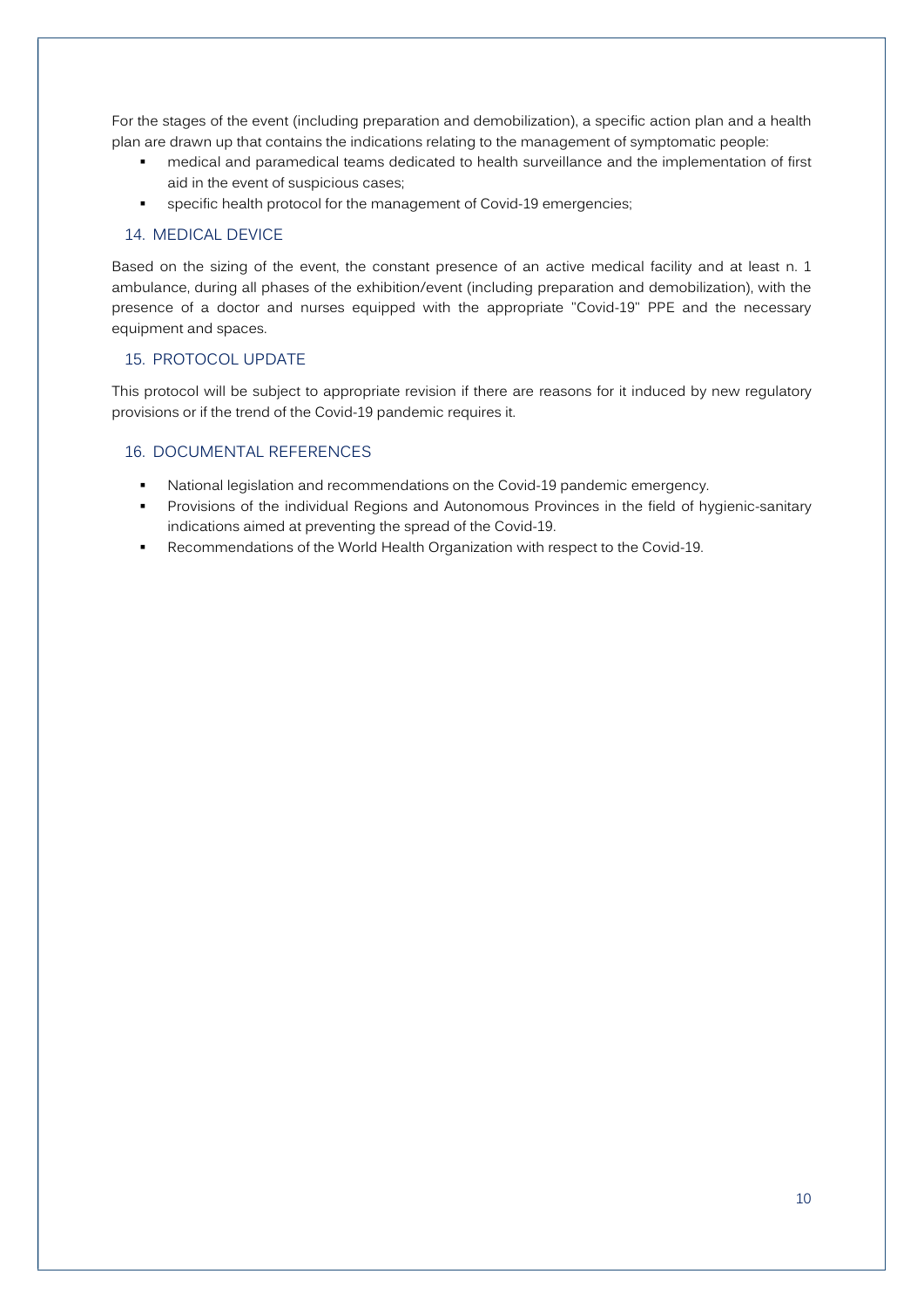For the stages of the event (including preparation and demobilization), a specific action plan and a health plan are drawn up that contains the indications relating to the management of symptomatic people:

- medical and paramedical teams dedicated to health surveillance and the implementation of first aid in the event of suspicious cases;
- specific health protocol for the management of Covid-19 emergencies;

## 14. MEDICAL DEVICE

Based on the sizing of the event, the constant presence of an active medical facility and at least n. 1 ambulance, during all phases of the exhibition/event (including preparation and demobilization), with the presence of a doctor and nurses equipped with the appropriate "Covid-19" PPE and the necessary equipment and spaces.

## 15. PROTOCOL UPDATE

This protocol will be subject to appropriate revision if there are reasons for it induced by new regulatory provisions or if the trend of the Covid-19 pandemic requires it.

## 16. DOCUMENTAL REFERENCES

- National legislation and recommendations on the Covid-19 pandemic emergency.
- Provisions of the individual Regions and Autonomous Provinces in the field of hygienic-sanitary indications aimed at preventing the spread of the Covid-19.
- Recommendations of the World Health Organization with respect to the Covid-19.